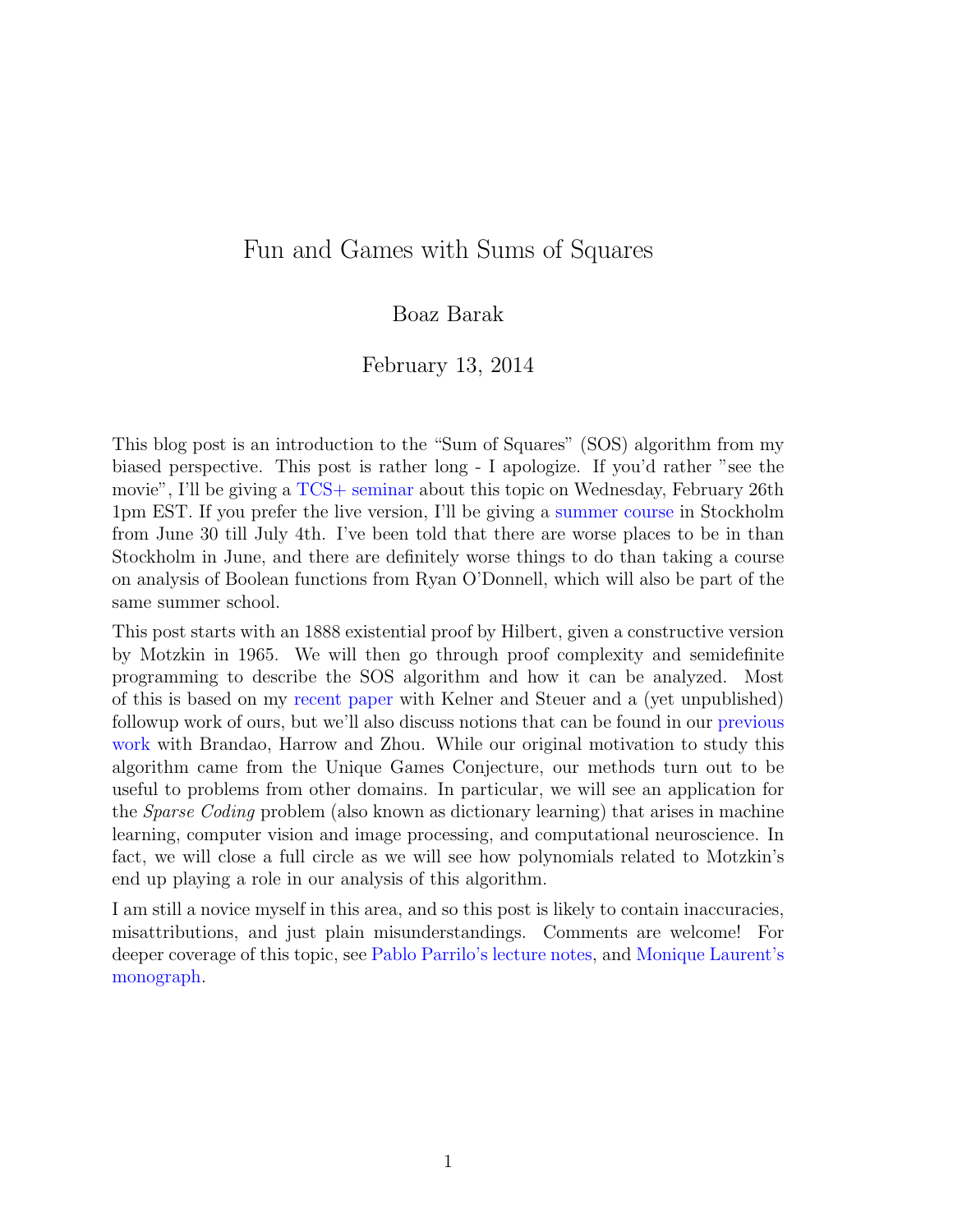# Fun and Games with Sums of Squares

Boaz Barak

February 13, 2014

This blog post is an introduction to the "Sum of Squares" (SOS) algorithm from my biased perspective. This post is rather long - I apologize. If you'd rather "see the movie", I'll be giving a TCS+ seminar about this topic on Wednesday, February 26th 1pm EST. If you prefer the live version, I'll be giving a summer course in Stockholm from June 30 till July 4th. I've been told that there are worse places to be in than Stockholm in June, and there are definitely worse things to do than taking a course on analysis of Boolean functions from Ryan O'Donnell, which will also be part of the same summer school.

This post starts with an 1888 existential proof by Hilbert, given a constructive version by Motzkin in 1965. We will then go through proof complexity and semidefinite programming to describe the SOS algorithm and how it can be analyzed. Most of this is based on my recent paper with Kelner and Steuer and a (yet unpublished) followup work of ours, but we'll also discuss notions that can be found in our previous work with Brandao, Harrow and Zhou. While our original motivation to study this algorithm came from the Unique Games Conjecture, our methods turn out to be useful to problems from other domains. In particular, we will see an application for the *Sparse Coding* problem (also known as dictionary learning) that arises in machine learning, computer vision and image processing, and computational neuroscience. In fact, we will close a full circle as we will see how polynomials related to Motzkin's end up playing a role in our analysis of this algorithm.

I am still a novice myself in this area, and so this post is likely to contain inaccuracies, misattributions, and just plain misunderstandings. Comments are welcome! For deeper coverage of this topic, see Pablo Parrilo's lecture notes, and Monique Laurent's monograph.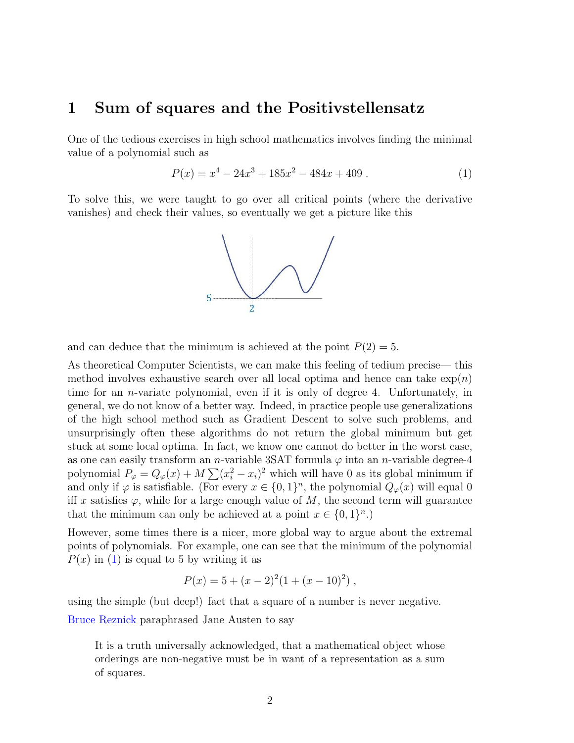# 1 Sum of squares and the Positivstellensatz

One of the tedious exercises in high school mathematics involves finding the minimal value of a polynomial such as

$$P(x) = x^4 - 24x^3 + 185x^2 - 484x + 409 \; . \tag{1}$$

To solve this, we were taught to go over all critical points (where the derivative vanishes) and check their values, so eventually we get a picture like this

and can deduce that the minimum is achieved at the point $P(2) = 5$.

As theoretical Computer Scientists, we can make this feeling of tedium precise— this method involves exhaustive search over all local optima and hence can take $\exp(n)$ time for an $n$-variate polynomial, even if it is only of degree 4. Unfortunately, in general, we do not know of a better way. Indeed, in practice people use generalizations of the high school method such as Gradient Descent to solve such problems, and unsurprisingly often these algorithms do not return the global minimum but get stuck at some local optima. In fact, we know one cannot do better in the worst case, as one can easily transform an $n$-variable 3SAT formula $\varphi$ into an $n$-variable degree-4 polynomial $P_\varphi = Q_\varphi(x) + M\sum(x_i^2 - x_i)^2$ which will have 0 as its global minimum if and only if $\varphi$ is satisfiable. (For every $x \in \{0,1\}^n$, the polynomial $Q_\varphi(x)$ will equal 0 iff $x$ satisfies $\varphi$, while for a large enough value of $M$, the second term will guarantee that the minimum can only be achieved at a point $x \in \{0,1\}^n$.)

However, some times there is a nicer, more global way to argue about the extremal points of polynomials. For example, one can see that the minimum of the polynomial $P(x)$ in (1) is equal to 5 by writing it as

$$P(x) = 5 + (x-2)^2(1 + (x-10)^2) \; ,$$

using the simple (but deep!) fact that a square of a number is never negative.

Bruce Reznick paraphrased Jane Austen to say

> It is a truth universally acknowledged, that a mathematical object whose orderings are non-negative must be in want of a representation as a sum of squares.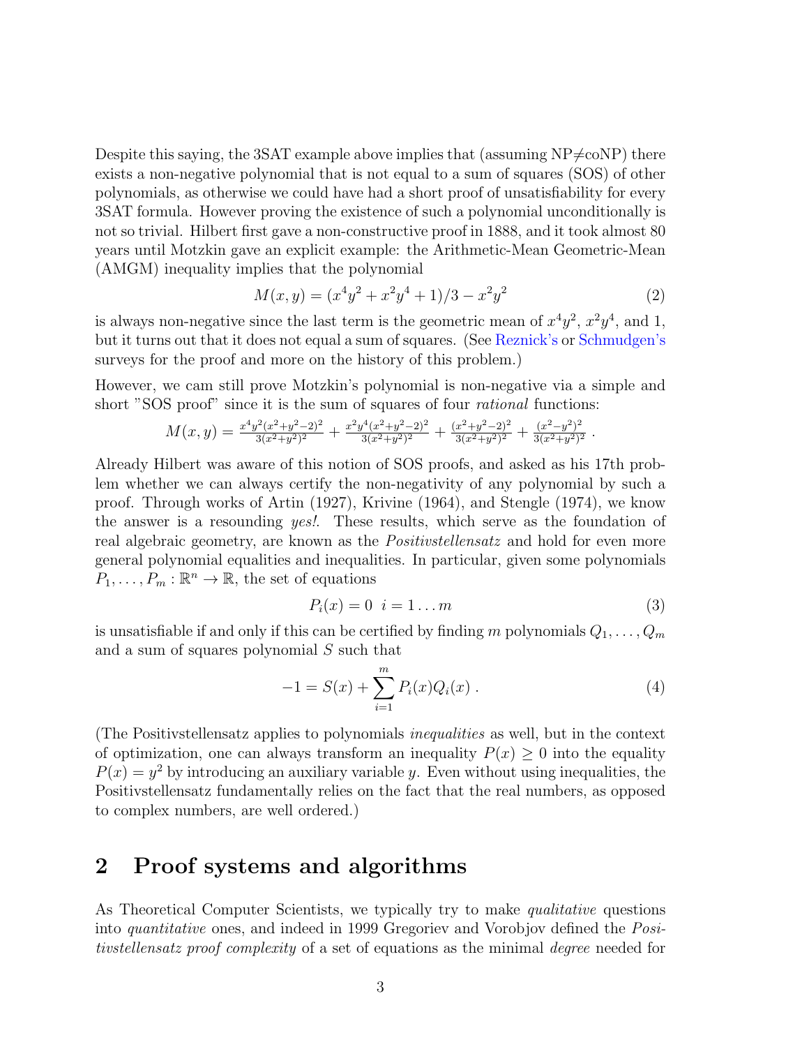Despite this saying, the 3SAT example above implies that (assuming NP≠coNP) there exists a non-negative polynomial that is not equal to a sum of squares (SOS) of other polynomials, as otherwise we could have had a short proof of unsatisfiability for every 3SAT formula. However proving the existence of such a polynomial unconditionally is not so trivial. Hilbert first gave a non-constructive proof in 1888, and it took almost 80 years until Motzkin gave an explicit example: the Arithmetic-Mean Geometric-Mean (AMGM) inequality implies that the polynomial

$$M(x, y) = (x^4y^2 + x^2y^4 + 1)/3 - x^2y^2 \tag{2}$$

is always non-negative since the last term is the geometric mean of $x^4y^2$, $x^2y^4$, and 1, but it turns out that it does not equal a sum of squares. (See Reznick's or Schmudgen's surveys for the proof and more on the history of this problem.)

However, we cam still prove Motzkin's polynomial is non-negative via a simple and short "SOS proof" since it is the sum of squares of four *rational* functions:

$$M(x, y) = \frac{x^4y^2(x^2+y^2-2)^2}{3(x^2+y^2)^2} + \frac{x^2y^4(x^2+y^2-2)^2}{3(x^2+y^2)^2} + \frac{(x^2+y^2-2)^2}{3(x^2+y^2)^2} + \frac{(x^2-y^2)^2}{3(x^2+y^2)^2} .$$

Already Hilbert was aware of this notion of SOS proofs, and asked as his 17th problem whether we can always certify the non-negativity of any polynomial by such a proof. Through works of Artin (1927), Krivine (1964), and Stengle (1974), we know the answer is a resounding *yes!*. These results, which serve as the foundation of real algebraic geometry, are known as the *Positivstellensatz* and hold for even more general polynomial equalities and inequalities. In particular, given some polynomials $P_1, \ldots, P_m : \mathbb{R}^n \to \mathbb{R}$, the set of equations

$$P_i(x) = 0 \quad i = 1 \ldots m \tag{3}$$

is unsatisfiable if and only if this can be certified by finding $m$ polynomials $Q_1, \ldots, Q_m$ and a sum of squares polynomial $S$ such that

$$-1 = S(x) + \sum_{i=1}^{m} P_i(x)Q_i(x) . \tag{4}$$

(The Positivstellensatz applies to polynomials *inequalities* as well, but in the context of optimization, one can always transform an inequality $P(x) \geq 0$ into the equality $P(x) = y^2$ by introducing an auxiliary variable $y$. Even without using inequalities, the Positivstellensatz fundamentally relies on the fact that the real numbers, as opposed to complex numbers, are well ordered.)

## 2 Proof systems and algorithms

As Theoretical Computer Scientists, we typically try to make *qualitative* questions into *quantitative* ones, and indeed in 1999 Gregoriev and Vorobjov defined the *Positivstellensatz proof complexity* of a set of equations as the minimal *degree* needed for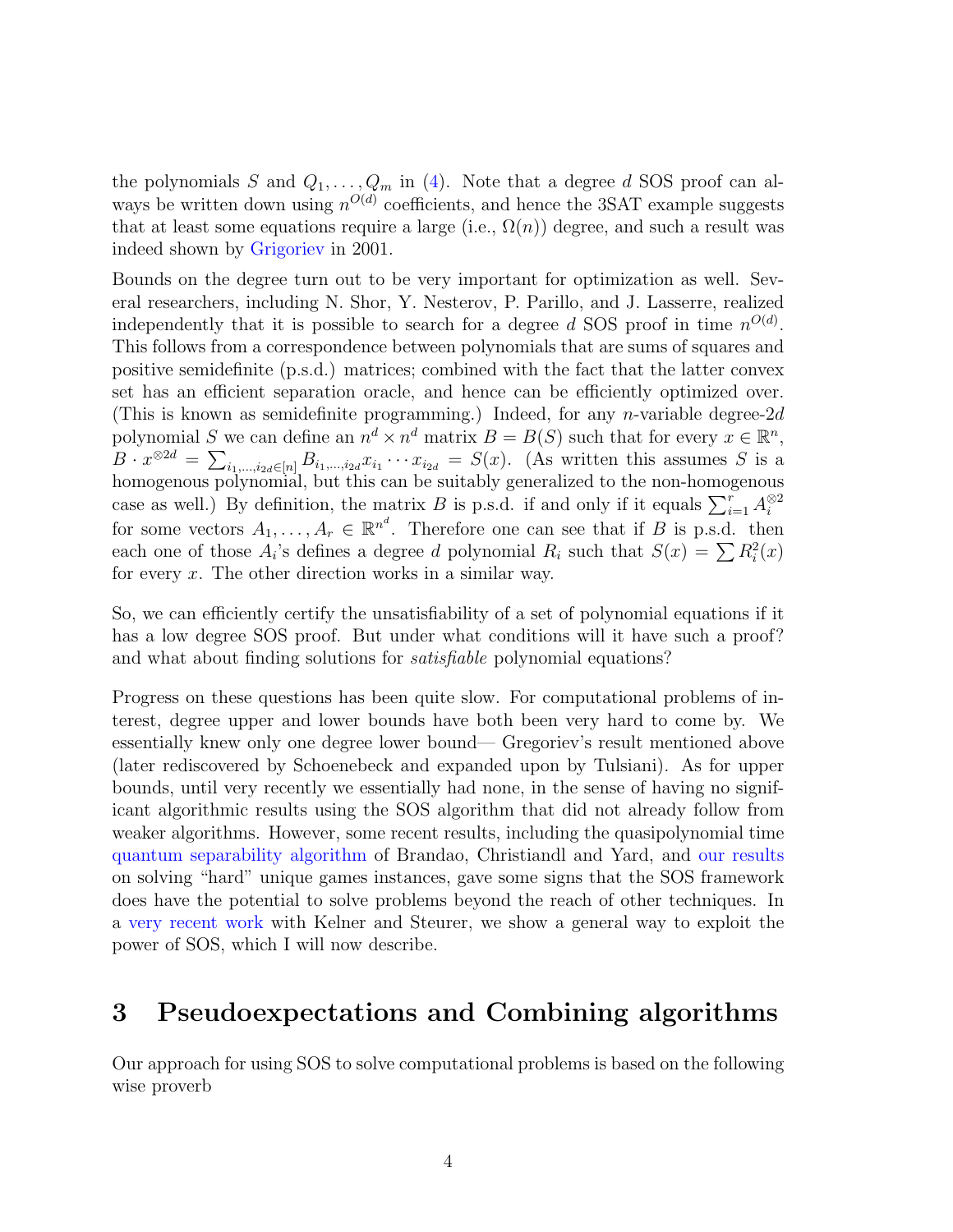the polynomials $S$ and $Q_1, \ldots, Q_m$ in (4). Note that a degree $d$ SOS proof can always be written down using $n^{O(d)}$ coefficients, and hence the 3SAT example suggests that at least some equations require a large (i.e., $\Omega(n)$) degree, and such a result was indeed shown by Grigoriev in 2001.

Bounds on the degree turn out to be very important for optimization as well. Several researchers, including N. Shor, Y. Nesterov, P. Parillo, and J. Lasserre, realized independently that it is possible to search for a degree $d$ SOS proof in time $n^{O(d)}$. This follows from a correspondence between polynomials that are sums of squares and positive semidefinite (p.s.d.) matrices; combined with the fact that the latter convex set has an efficient separation oracle, and hence can be efficiently optimized over. (This is known as semidefinite programming.) Indeed, for any $n$-variable degree-$2d$ polynomial $S$ we can define an $n^d \times n^d$ matrix $B = B(S)$ such that for every $x \in \mathbb{R}^n$, $B \cdot x^{\otimes 2d} = \sum_{i_1,\ldots,i_{2d} \in [n]} B_{i_1,\ldots,i_{2d}} x_{i_1} \cdots x_{i_{2d}} = S(x)$. (As written this assumes $S$ is a homogenous polynomial, but this can be suitably generalized to the non-homogenous case as well.) By definition, the matrix $B$ is p.s.d. if and only if it equals $\sum_{i=1}^r A_i^{\otimes 2}$ for some vectors $A_1, \ldots, A_r \in \mathbb{R}^{n^d}$. Therefore one can see that if $B$ is p.s.d. then each one of those $A_i$'s defines a degree $d$ polynomial $R_i$ such that $S(x) = \sum R_i^2(x)$ for every $x$. The other direction works in a similar way.

So, we can efficiently certify the unsatisfiability of a set of polynomial equations if it has a low degree SOS proof. But under what conditions will it have such a proof? and what about finding solutions for *satisfiable* polynomial equations?

Progress on these questions has been quite slow. For computational problems of interest, degree upper and lower bounds have both been very hard to come by. We essentially knew only one degree lower bound— Gregoriev's result mentioned above (later rediscovered by Schoenebeck and expanded upon by Tulsiani). As for upper bounds, until very recently we essentially had none, in the sense of having no significant algorithmic results using the SOS algorithm that did not already follow from weaker algorithms. However, some recent results, including the quasipolynomial time quantum separability algorithm of Brandao, Christiandl and Yard, and our results on solving "hard" unique games instances, gave some signs that the SOS framework does have the potential to solve problems beyond the reach of other techniques. In a very recent work with Kelner and Steurer, we show a general way to exploit the power of SOS, which I will now describe.

# 3 Pseudoexpectations and Combining algorithms

Our approach for using SOS to solve computational problems is based on the following wise proverb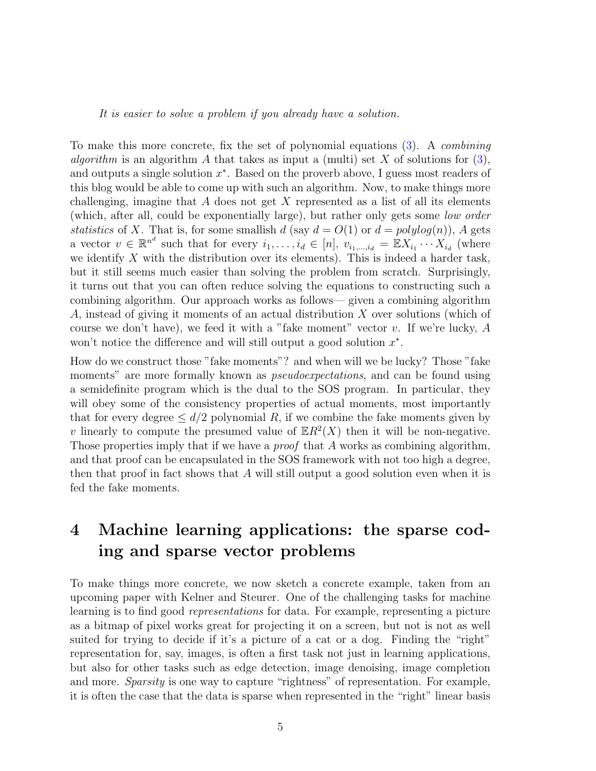*It is easier to solve a problem if you already have a solution.*

To make this more concrete, fix the set of polynomial equations (3). A *combining algorithm* is an algorithm $A$ that takes as input a (multi) set $X$ of solutions for (3), and outputs a single solution $x^*$. Based on the proverb above, I guess most readers of this blog would be able to come up with such an algorithm. Now, to make things more challenging, imagine that $A$ does not get $X$ represented as a list of all its elements (which, after all, could be exponentially large), but rather only gets some *low order statistics* of $X$. That is, for some smallish $d$ (say $d = O(1)$ or $d = polylog(n)$), $A$ gets a vector $v \in \mathbb{R}^{n^d}$ such that for every $i_1, \ldots, i_d \in [n]$, $v_{i_1,\ldots,i_d} = \mathbb{E} X_{i_1} \cdots X_{i_d}$ (where we identify $X$ with the distribution over its elements). This is indeed a harder task, but it still seems much easier than solving the problem from scratch. Surprisingly, it turns out that you can often reduce solving the equations to constructing such a combining algorithm. Our approach works as follows— given a combining algorithm $A$, instead of giving it moments of an actual distribution $X$ over solutions (which of course we don't have), we feed it with a "fake moment" vector $v$. If we're lucky, $A$ won't notice the difference and will still output a good solution $x^*$.

How do we construct those "fake moments"? and when will we be lucky? Those "fake moments" are more formally known as *pseudoexpectations*, and can be found using a semidefinite program which is the dual to the SOS program. In particular, they will obey some of the consistency properties of actual moments, most importantly that for every degree $\leq d/2$ polynomial $R$, if we combine the fake moments given by $v$ linearly to compute the presumed value of $\mathbb{E} R^2(X)$ then it will be non-negative. Those properties imply that if we have a *proof* that $A$ works as combining algorithm, and that proof can be encapsulated in the SOS framework with not too high a degree, then that proof in fact shows that $A$ will still output a good solution even when it is fed the fake moments.

# 4 Machine learning applications: the sparse coding and sparse vector problems

To make things more concrete, we now sketch a concrete example, taken from an upcoming paper with Kelner and Steurer. One of the challenging tasks for machine learning is to find good *representations* for data. For example, representing a picture as a bitmap of pixel works great for projecting it on a screen, but not is not as well suited for trying to decide if it's a picture of a cat or a dog. Finding the "right" representation for, say, images, is often a first task not just in learning applications, but also for other tasks such as edge detection, image denoising, image completion and more. *Sparsity* is one way to capture "rightness" of representation. For example, it is often the case that the data is sparse when represented in the "right" linear basis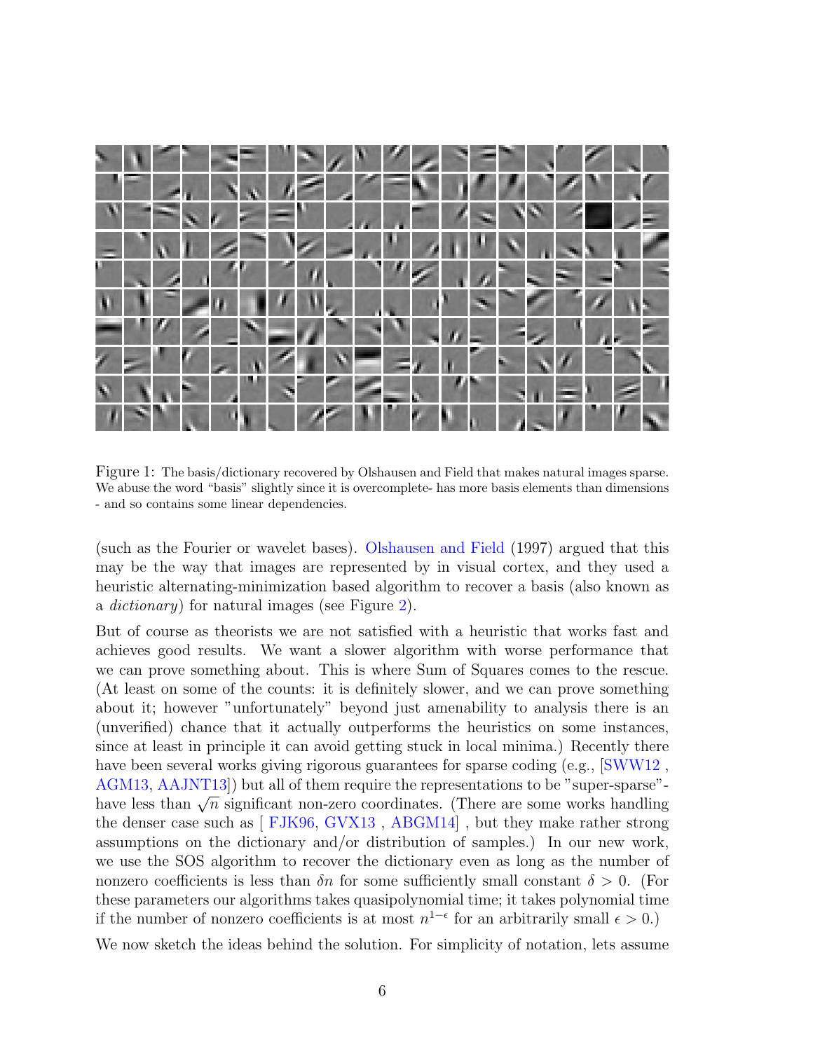Figure 1: The basis/dictionary recovered by Olshausen and Field that makes natural images sparse. We abuse the word "basis" slightly since it is overcomplete- has more basis elements than dimensions - and so contains some linear dependencies.

(such as the Fourier or wavelet bases). Olshausen and Field (1997) argued that this may be the way that images are represented by in visual cortex, and they used a heuristic alternating-minimization based algorithm to recover a basis (also known as a *dictionary*) for natural images (see Figure 2).

But of course as theorists we are not satisfied with a heuristic that works fast and achieves good results. We want a slower algorithm with worse performance that we can prove something about. This is where Sum of Squares comes to the rescue. (At least on some of the counts: it is definitely slower, and we can prove something about it; however "unfortunately" beyond just amenability to analysis there is an (unverified) chance that it actually outperforms the heuristics on some instances, since at least in principle it can avoid getting stuck in local minima.) Recently there have been several works giving rigorous guarantees for sparse coding (e.g., [SWW12 , AGM13, AAJNT13]) but all of them require the representations to be "super-sparse"- have less than $\sqrt{n}$ significant non-zero coordinates. (There are some works handling the denser case such as [ FJK96, GVX13 , ABGM14] , but they make rather strong assumptions on the dictionary and/or distribution of samples.) In our new work, we use the SOS algorithm to recover the dictionary even as long as the number of nonzero coefficients is less than $\delta n$ for some sufficiently small constant $\delta > 0$. (For these parameters our algorithms takes quasipolynomial time; it takes polynomial time if the number of nonzero coefficients is at most $n^{1-\epsilon}$ for an arbitrarily small $\epsilon > 0$.)

We now sketch the ideas behind the solution. For simplicity of notation, lets assume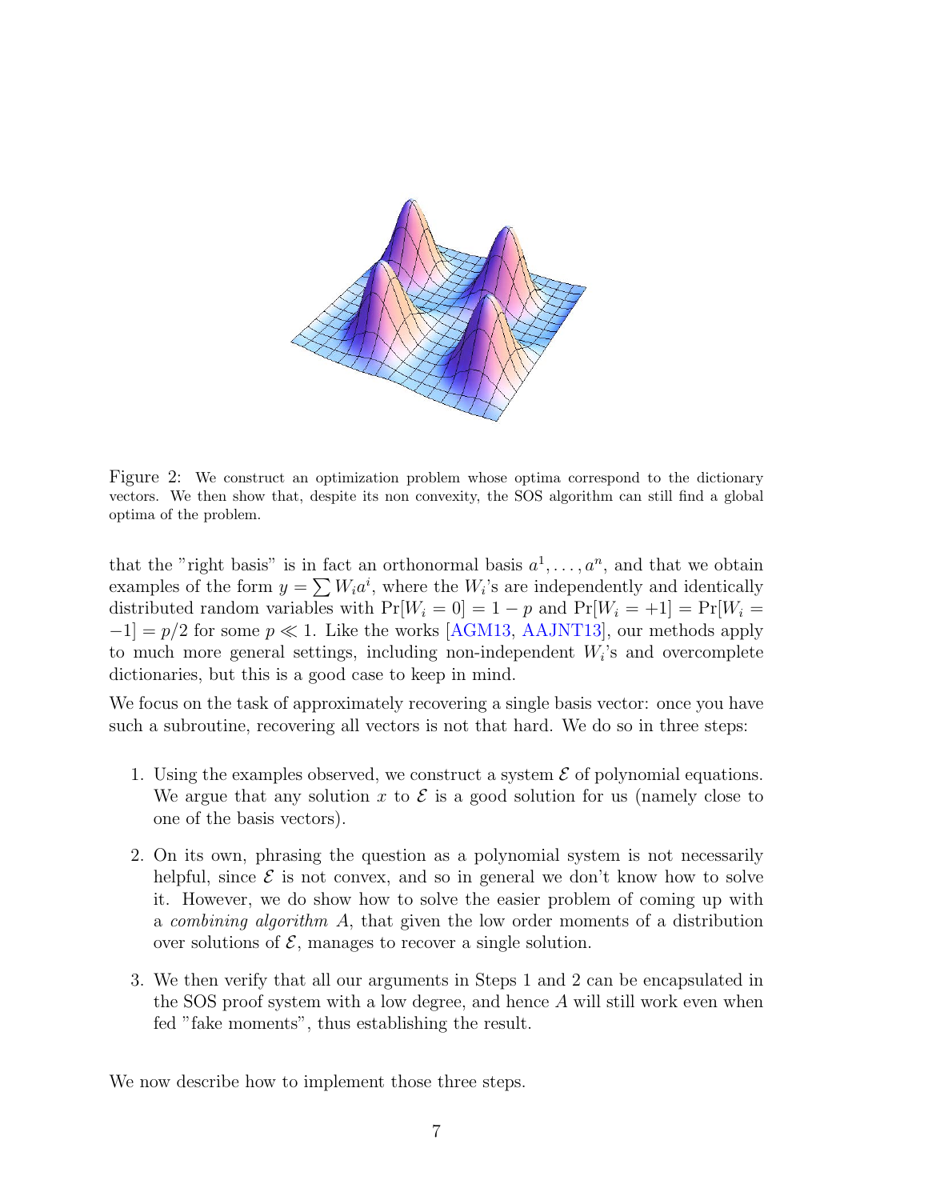Figure 2: We construct an optimization problem whose optima correspond to the dictionary vectors. We then show that, despite its non convexity, the SOS algorithm can still find a global optima of the problem.

that the "right basis" is in fact an orthonormal basis $a^1, \ldots, a^n$, and that we obtain examples of the form $y = \sum W_i a^i$, where the $W_i$'s are independently and identically distributed random variables with $\Pr[W_i = 0] = 1 - p$ and $\Pr[W_i = +1] = \Pr[W_i = -1] = p/2$ for some $p \ll 1$. Like the works [AGM13, AAJNT13], our methods apply to much more general settings, including non-independent $W_i$'s and overcomplete dictionaries, but this is a good case to keep in mind.

We focus on the task of approximately recovering a single basis vector: once you have such a subroutine, recovering all vectors is not that hard. We do so in three steps:

1. Using the examples observed, we construct a system $\mathcal{E}$ of polynomial equations. We argue that any solution $x$ to $\mathcal{E}$ is a good solution for us (namely close to one of the basis vectors).
2. On its own, phrasing the question as a polynomial system is not necessarily helpful, since $\mathcal{E}$ is not convex, and so in general we don't know how to solve it. However, we do show how to solve the easier problem of coming up with a *combining algorithm* $A$, that given the low order moments of a distribution over solutions of $\mathcal{E}$, manages to recover a single solution.
3. We then verify that all our arguments in Steps 1 and 2 can be encapsulated in the SOS proof system with a low degree, and hence $A$ will still work even when fed "fake moments", thus establishing the result.

We now describe how to implement those three steps.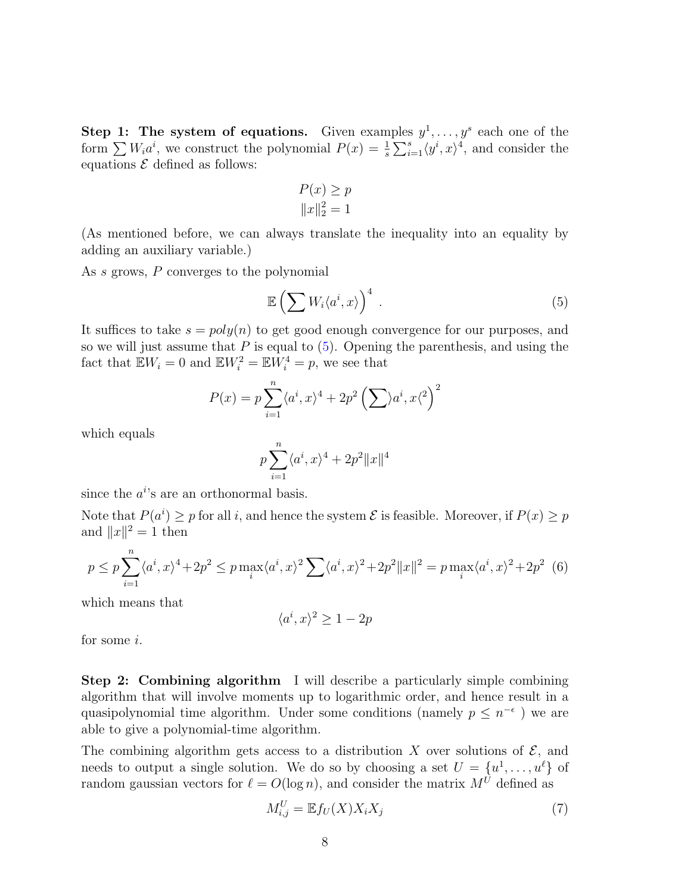**Step 1: The system of equations.** Given examples $y^1, \ldots, y^s$ each one of the form $\sum W_i a^i$, we construct the polynomial $P(x) = \frac{1}{s}\sum_{i=1}^s \langle y^i, x\rangle^4$, and consider the equations $\mathcal{E}$ defined as follows:

$$P(x) \geq p$$
$$\|x\|_2^2 = 1$$

(As mentioned before, we can always translate the inequality into an equality by adding an auxiliary variable.)

As $s$ grows, $P$ converges to the polynomial

$$\mathbb{E}\left(\sum W_i \langle a^i, x\rangle\right)^4 \ . \tag{5}$$

It suffices to take $s = poly(n)$ to get good enough convergence for our purposes, and so we will just assume that $P$ is equal to (5). Opening the parenthesis, and using the fact that $\mathbb{E}W_i = 0$ and $\mathbb{E}W_i^2 = \mathbb{E}W_i^4 = p$, we see that

$$P(x) = p\sum_{i=1}^n \langle a^i, x\rangle^4 + 2p^2\left(\sum \rangle a^i, x\langle^2\right)^2$$

which equals

$$p\sum_{i=1}^n \langle a^i, x\rangle^4 + 2p^2\|x\|^4$$

since the $a^i$'s are an orthonormal basis.

Note that $P(a^i) \geq p$ for all $i$, and hence the system $\mathcal{E}$ is feasible. Moreover, if $P(x) \geq p$ and $\|x\|^2 = 1$ then

$$p \leq p\sum_{i=1}^n \langle a^i, x\rangle^4 + 2p^2 \leq p\max_i \langle a^i, x\rangle^2 \sum \langle a^i, x\rangle^2 + 2p^2\|x\|^2 = p\max_i \langle a^i, x\rangle^2 + 2p^2 \tag{6}$$

which means that

$$\langle a^i, x\rangle^2 \geq 1 - 2p$$

for some $i$.

**Step 2: Combining algorithm** I will describe a particularly simple combining algorithm that will involve moments up to logarithmic order, and hence result in a quasipolynomial time algorithm. Under some conditions (namely $p \leq n^{-\epsilon}$ ) we are able to give a polynomial-time algorithm.

The combining algorithm gets access to a distribution $X$ over solutions of $\mathcal{E}$, and needs to output a single solution. We do so by choosing a set $U = \{u^1, \ldots, u^\ell\}$ of random gaussian vectors for $\ell = O(\log n)$, and consider the matrix $M^U$ defined as

$$M^U_{i,j} = \mathbb{E} f_U(X) X_i X_j \tag{7}$$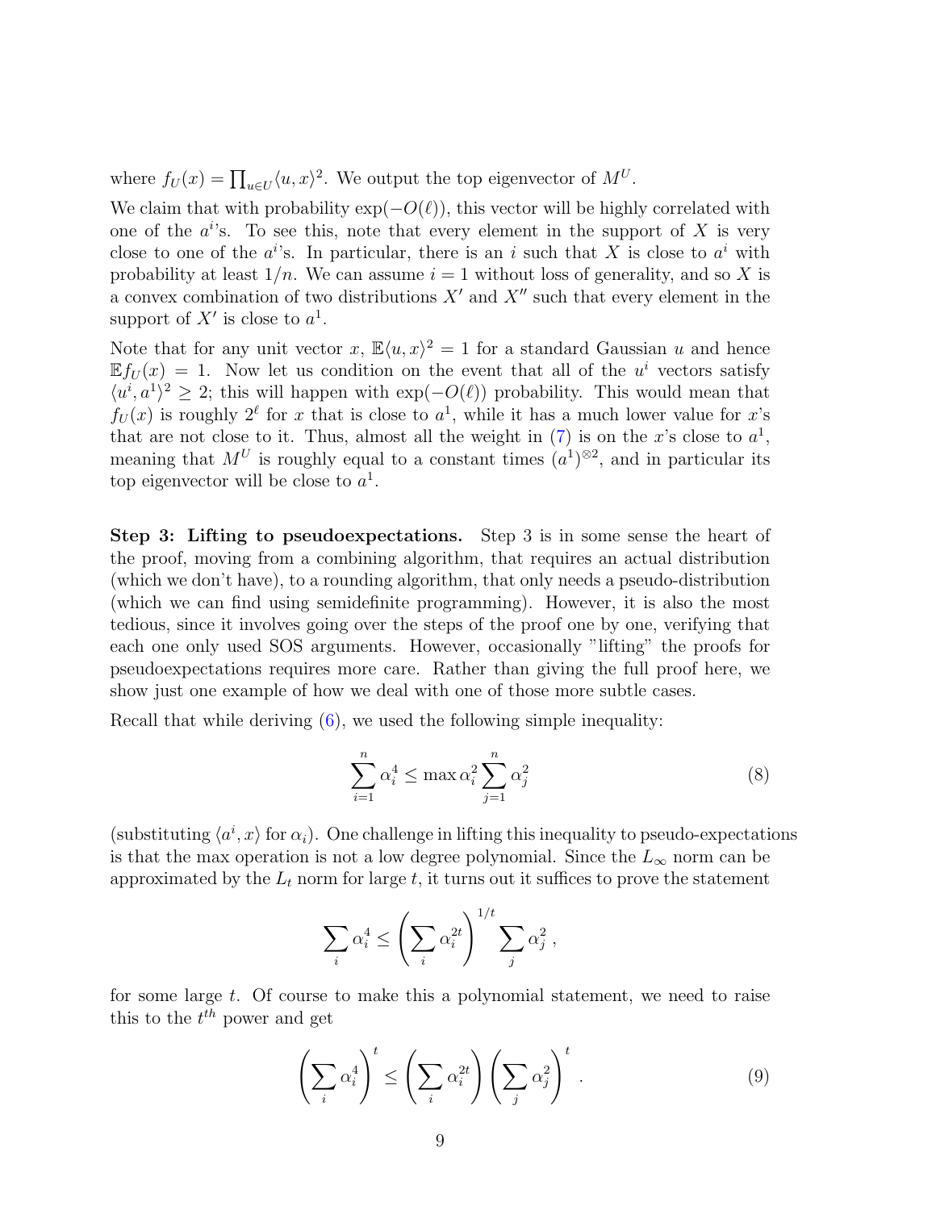where $f_U(x) = \prod_{u \in U} \langle u, x \rangle^2$. We output the top eigenvector of $M^U$.

We claim that with probability $\exp(-O(\ell))$, this vector will be highly correlated with one of the $a^i$'s. To see this, note that every element in the support of $X$ is very close to one of the $a^i$'s. In particular, there is an $i$ such that $X$ is close to $a^i$ with probability at least $1/n$. We can assume $i = 1$ without loss of generality, and so $X$ is a convex combination of two distributions $X'$ and $X''$ such that every element in the support of $X'$ is close to $a^1$.

Note that for any unit vector $x$, $\mathbb{E}\langle u, x \rangle^2 = 1$ for a standard Gaussian $u$ and hence $\mathbb{E} f_U(x) = 1$. Now let us condition on the event that all of the $u^i$ vectors satisfy $\langle u^i, a^1 \rangle^2 \geq 2$; this will happen with $\exp(-O(\ell))$ probability. This would mean that $f_U(x)$ is roughly $2^\ell$ for $x$ that is close to $a^1$, while it has a much lower value for $x$'s that are not close to it. Thus, almost all the weight in (7) is on the $x$'s close to $a^1$, meaning that $M^U$ is roughly equal to a constant times $(a^1)^{\otimes 2}$, and in particular its top eigenvector will be close to $a^1$.

**Step 3: Lifting to pseudoexpectations.** Step 3 is in some sense the heart of the proof, moving from a combining algorithm, that requires an actual distribution (which we don't have), to a rounding algorithm, that only needs a pseudo-distribution (which we can find using semidefinite programming). However, it is also the most tedious, since it involves going over the steps of the proof one by one, verifying that each one only used SOS arguments. However, occasionally "lifting" the proofs for pseudoexpectations requires more care. Rather than giving the full proof here, we show just one example of how we deal with one of those more subtle cases.

Recall that while deriving (6), we used the following simple inequality:

$$\sum_{i=1}^{n} \alpha_i^4 \leq \max \alpha_i^2 \sum_{j=1}^{n} \alpha_j^2 \tag{8}$$

(substituting $\langle a^i, x \rangle$ for $\alpha_i$). One challenge in lifting this inequality to pseudo-expectations is that the max operation is not a low degree polynomial. Since the $L_\infty$ norm can be approximated by the $L_t$ norm for large $t$, it turns out it suffices to prove the statement

$$\sum_i \alpha_i^4 \leq \left( \sum_i \alpha_i^{2t} \right)^{1/t} \sum_j \alpha_j^2 \,,$$

for some large $t$. Of course to make this a polynomial statement, we need to raise this to the $t^{th}$ power and get

$$\left( \sum_i \alpha_i^4 \right)^t \leq \left( \sum_i \alpha_i^{2t} \right) \left( \sum_j \alpha_j^2 \right)^t \,. \tag{9}$$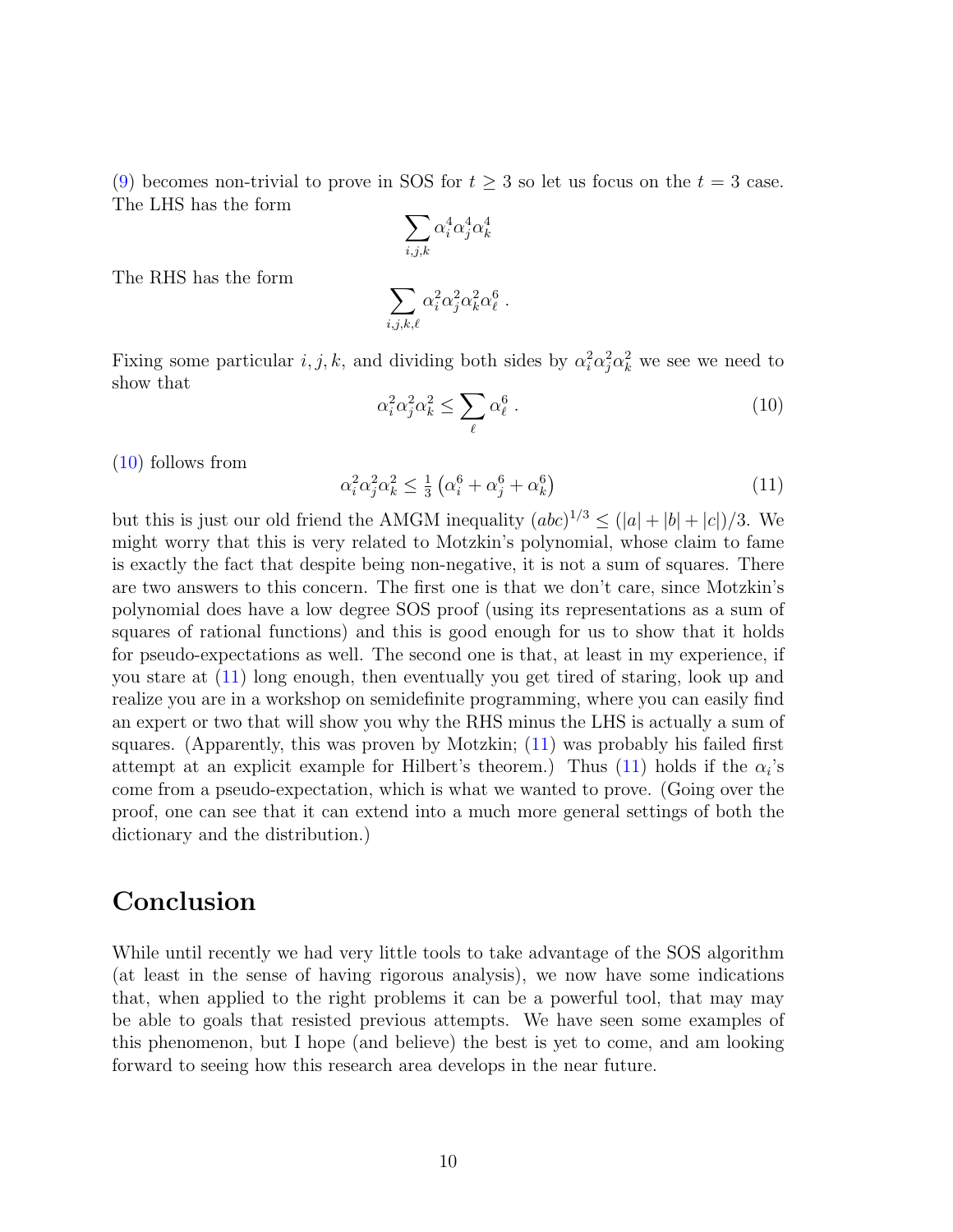(9) becomes non-trivial to prove in SOS for $t \geq 3$ so let us focus on the $t = 3$ case. The LHS has the form

$$\sum_{i,j,k} \alpha_i^4 \alpha_j^4 \alpha_k^4$$

The RHS has the form

$$\sum_{i,j,k,\ell} \alpha_i^2 \alpha_j^2 \alpha_k^2 \alpha_\ell^6 \, .$$

Fixing some particular $i, j, k$, and dividing both sides by $\alpha_i^2 \alpha_j^2 \alpha_k^2$ we see we need to show that

$$\alpha_i^2 \alpha_j^2 \alpha_k^2 \leq \sum_\ell \alpha_\ell^6 \, . \tag{10}$$

(10) follows from

$$\alpha_i^2 \alpha_j^2 \alpha_k^2 \leq \tfrac{1}{3}\left(\alpha_i^6 + \alpha_j^6 + \alpha_k^6\right) \tag{11}$$

but this is just our old friend the AMGM inequality $(abc)^{1/3} \leq (|a| + |b| + |c|)/3$. We might worry that this is very related to Motzkin's polynomial, whose claim to fame is exactly the fact that despite being non-negative, it is not a sum of squares. There are two answers to this concern. The first one is that we don't care, since Motzkin's polynomial does have a low degree SOS proof (using its representations as a sum of squares of rational functions) and this is good enough for us to show that it holds for pseudo-expectations as well. The second one is that, at least in my experience, if you stare at (11) long enough, then eventually you get tired of staring, look up and realize you are in a workshop on semidefinite programming, where you can easily find an expert or two that will show you why the RHS minus the LHS is actually a sum of squares. (Apparently, this was proven by Motzkin; (11) was probably his failed first attempt at an explicit example for Hilbert's theorem.) Thus (11) holds if the $\alpha_i$'s come from a pseudo-expectation, which is what we wanted to prove. (Going over the proof, one can see that it can extend into a much more general settings of both the dictionary and the distribution.)

## Conclusion

While until recently we had very little tools to take advantage of the SOS algorithm (at least in the sense of having rigorous analysis), we now have some indications that, when applied to the right problems it can be a powerful tool, that may may be able to goals that resisted previous attempts. We have seen some examples of this phenomenon, but I hope (and believe) the best is yet to come, and am looking forward to seeing how this research area develops in the near future.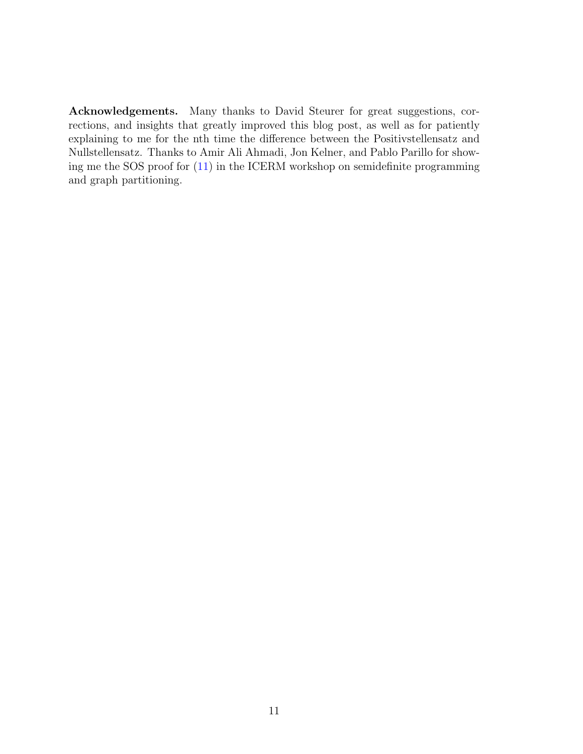**Acknowledgements.** Many thanks to David Steurer for great suggestions, corrections, and insights that greatly improved this blog post, as well as for patiently explaining to me for the nth time the difference between the Positivstellensatz and Nullstellensatz. Thanks to Amir Ali Ahmadi, Jon Kelner, and Pablo Parillo for showing me the SOS proof for (11) in the ICERM workshop on semidefinite programming and graph partitioning.